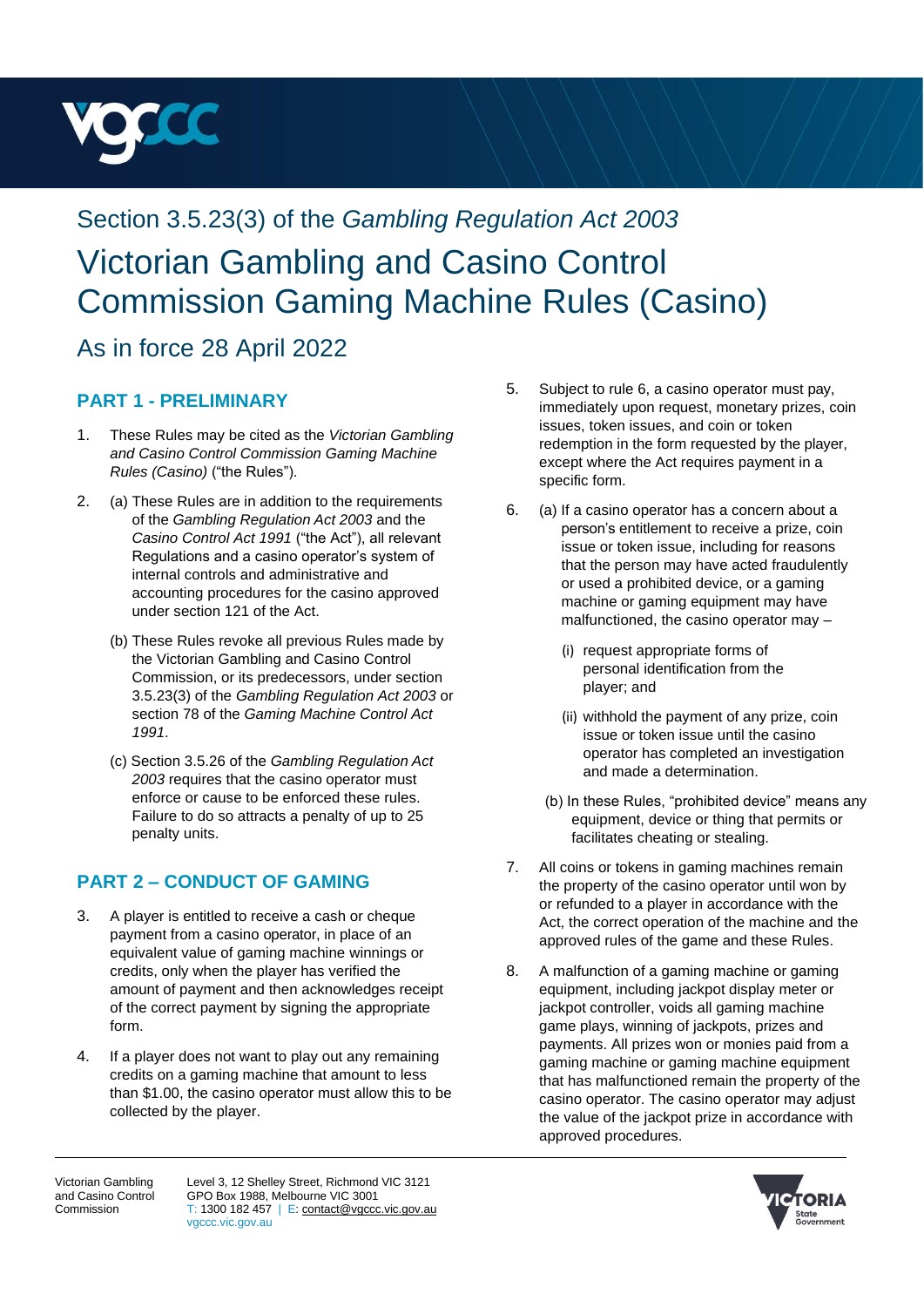Section 3.5.23(3) of the *Gambling Regulation Act 2003*

# Victorian Gambling and Casino Control Commission Gaming Machine Rules (Casino)

As in force 28 April 2022

## PART 1 - PRELIMINARY

1. These Rules may be cited as the *Victorian Gambling and Casino Control Commission Gaming Machine Rules (Casino)* ("the Rules").

2. (a) These Rules are in addition to the requirements of the *Gambling Regulation Act 2003* and the *Casino Control Act 1991* ("the Act"), all relevant Regulations and a casino operator's system of internal controls and administrative and accounting procedures for the casino approved under section 121 of the Act.

   (b) These Rules revoke all previous Rules made by the Victorian Gambling and Casino Control Commission, or its predecessors, under section 3.5.23(3) of the *Gambling Regulation Act 2003* or section 78 of the *Gaming Machine Control Act 1991*.

   (c) Section 3.5.26 of the *Gambling Regulation Act 2003* requires that the casino operator must enforce or cause to be enforced these rules. Failure to do so attracts a penalty of up to 25 penalty units.

## PART 2 – CONDUCT OF GAMING

3. A player is entitled to receive a cash or cheque payment from a casino operator, in place of an equivalent value of gaming machine winnings or credits, only when the player has verified the amount of payment and then acknowledges receipt of the correct payment by signing the appropriate form.

4. If a player does not want to play out any remaining credits on a gaming machine that amount to less than $1.00, the casino operator must allow this to be collected by the player.

5. Subject to rule 6, a casino operator must pay, immediately upon request, monetary prizes, coin issues, token issues, and coin or token redemption in the form requested by the player, except where the Act requires payment in a specific form.

6. (a) If a casino operator has a concern about a person's entitlement to receive a prize, coin issue or token issue, including for reasons that the person may have acted fraudulently or used a prohibited device, or a gaming machine or gaming equipment may have malfunctioned, the casino operator may –

      (i) request appropriate forms of personal identification from the player; and

      (ii) withhold the payment of any prize, coin issue or token issue until the casino operator has completed an investigation and made a determination.

   (b) In these Rules, "prohibited device" means any equipment, device or thing that permits or facilitates cheating or stealing.

7. All coins or tokens in gaming machines remain the property of the casino operator until won by or refunded to a player in accordance with the Act, the correct operation of the machine and the approved rules of the game and these Rules.

8. A malfunction of a gaming machine or gaming equipment, including jackpot display meter or jackpot controller, voids all gaming machine game plays, winning of jackpots, prizes and payments. All prizes won or monies paid from a gaming machine or gaming machine equipment that has malfunctioned remain the property of the casino operator. The casino operator may adjust the value of the jackpot prize in accordance with approved procedures.

Victorian Gambling and Casino Control Commission
Level 3, 12 Shelley Street, Richmond VIC 3121
GPO Box 1988, Melbourne VIC 3001
T: 1300 182 457 | E: contact@vgccc.vic.gov.au
vgccc.vic.gov.au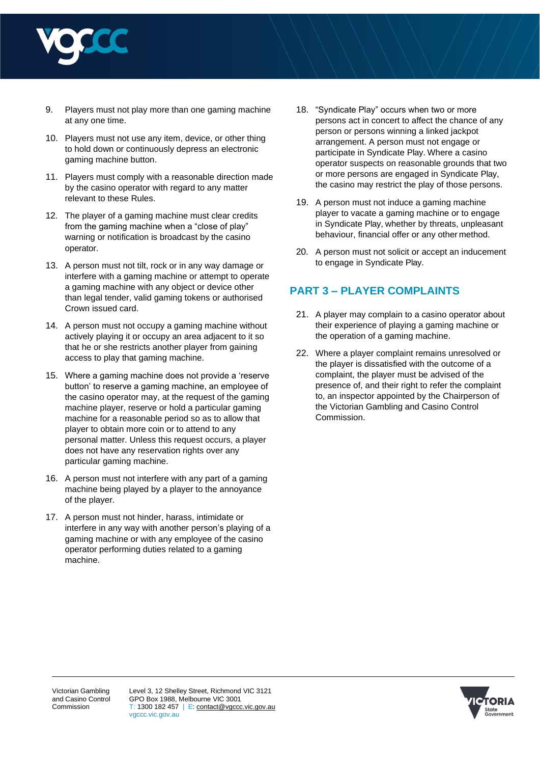9. Players must not play more than one gaming machine at any one time.

10. Players must not use any item, device, or other thing to hold down or continuously depress an electronic gaming machine button.

11. Players must comply with a reasonable direction made by the casino operator with regard to any matter relevant to these Rules.

12. The player of a gaming machine must clear credits from the gaming machine when a "close of play" warning or notification is broadcast by the casino operator.

13. A person must not tilt, rock or in any way damage or interfere with a gaming machine or attempt to operate a gaming machine with any object or device other than legal tender, valid gaming tokens or authorised Crown issued card.

14. A person must not occupy a gaming machine without actively playing it or occupy an area adjacent to it so that he or she restricts another player from gaining access to play that gaming machine.

15. Where a gaming machine does not provide a 'reserve button' to reserve a gaming machine, an employee of the casino operator may, at the request of the gaming machine player, reserve or hold a particular gaming machine for a reasonable period so as to allow that player to obtain more coin or to attend to any personal matter. Unless this request occurs, a player does not have any reservation rights over any particular gaming machine.

16. A person must not interfere with any part of a gaming machine being played by a player to the annoyance of the player.

17. A person must not hinder, harass, intimidate or interfere in any way with another person's playing of a gaming machine or with any employee of the casino operator performing duties related to a gaming machine.

18. "Syndicate Play" occurs when two or more persons act in concert to affect the chance of any person or persons winning a linked jackpot arrangement. A person must not engage or participate in Syndicate Play. Where a casino operator suspects on reasonable grounds that two or more persons are engaged in Syndicate Play, the casino may restrict the play of those persons.

19. A person must not induce a gaming machine player to vacate a gaming machine or to engage in Syndicate Play, whether by threats, unpleasant behaviour, financial offer or any other method.

20. A person must not solicit or accept an inducement to engage in Syndicate Play.

## PART 3 – PLAYER COMPLAINTS

21. A player may complain to a casino operator about their experience of playing a gaming machine or the operation of a gaming machine.

22. Where a player complaint remains unresolved or the player is dissatisfied with the outcome of a complaint, the player must be advised of the presence of, and their right to refer the complaint to, an inspector appointed by the Chairperson of the Victorian Gambling and Casino Control Commission.